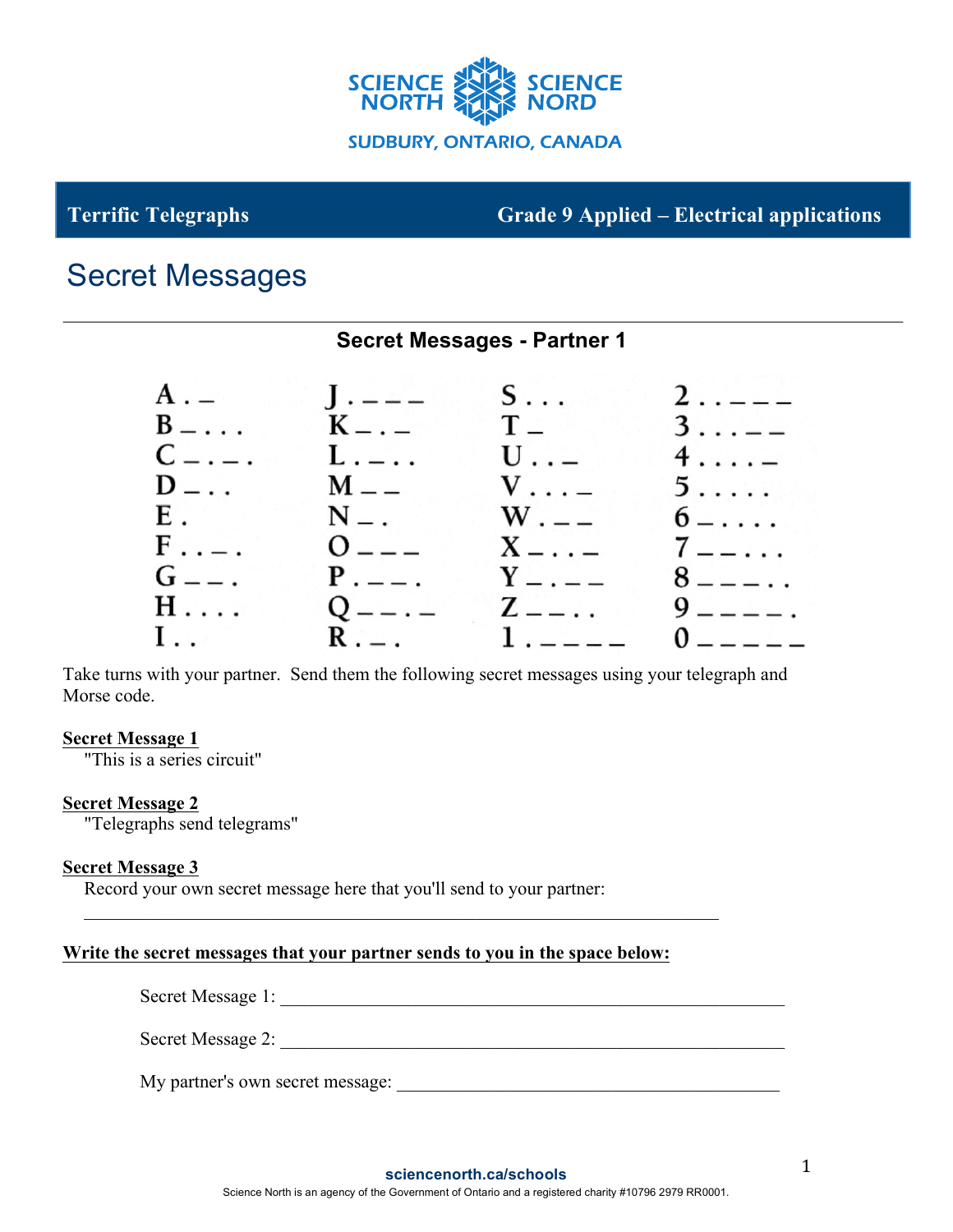SCIENCE NORTH SCIENCE NORD

SUDBURY, ONTARIO, CANADA

**Terrific Telegraphs** **Grade 9 Applied – Electrical applications**

# Secret Messages

## Secret Messages - Partner 1

| | | | |
|---|---|---|---|
| A . – | J . – – – | S . . . | 2 . . – – – |
| B – . . . | K – . – | T – | 3 . . . – – |
| C – . – . | L . – . . | U . . – | 4 . . . . – |
| D – . . | M – – | V . . . – | 5 . . . . . |
| E . | N – . | W . – – | 6 – . . . . |
| F . . – . | O – – – | X – . . – | 7 – – . . . |
| G – – . | P . – – . | Y – . – – | 8 – – – . . |
| H . . . . | Q – – . – | Z – – . . | 9 – – – – . |
| I . . | R . – . | 1 . – – – – | 0 – – – – – |

Take turns with your partner. Send them the following secret messages using your telegraph and Morse code.

**Secret Message 1**

"This is a series circuit"

**Secret Message 2**

"Telegraphs send telegrams"

**Secret Message 3**

Record your own secret message here that you'll send to your partner:

______________________________________________________________

**Write the secret messages that your partner sends to you in the space below:**

Secret Message 1: ______________________________________________________

Secret Message 2: ______________________________________________________

My partner's own secret message: ________________________________________

sciencenorth.ca/schools

Science North is an agency of the Government of Ontario and a registered charity #10796 2979 RR0001.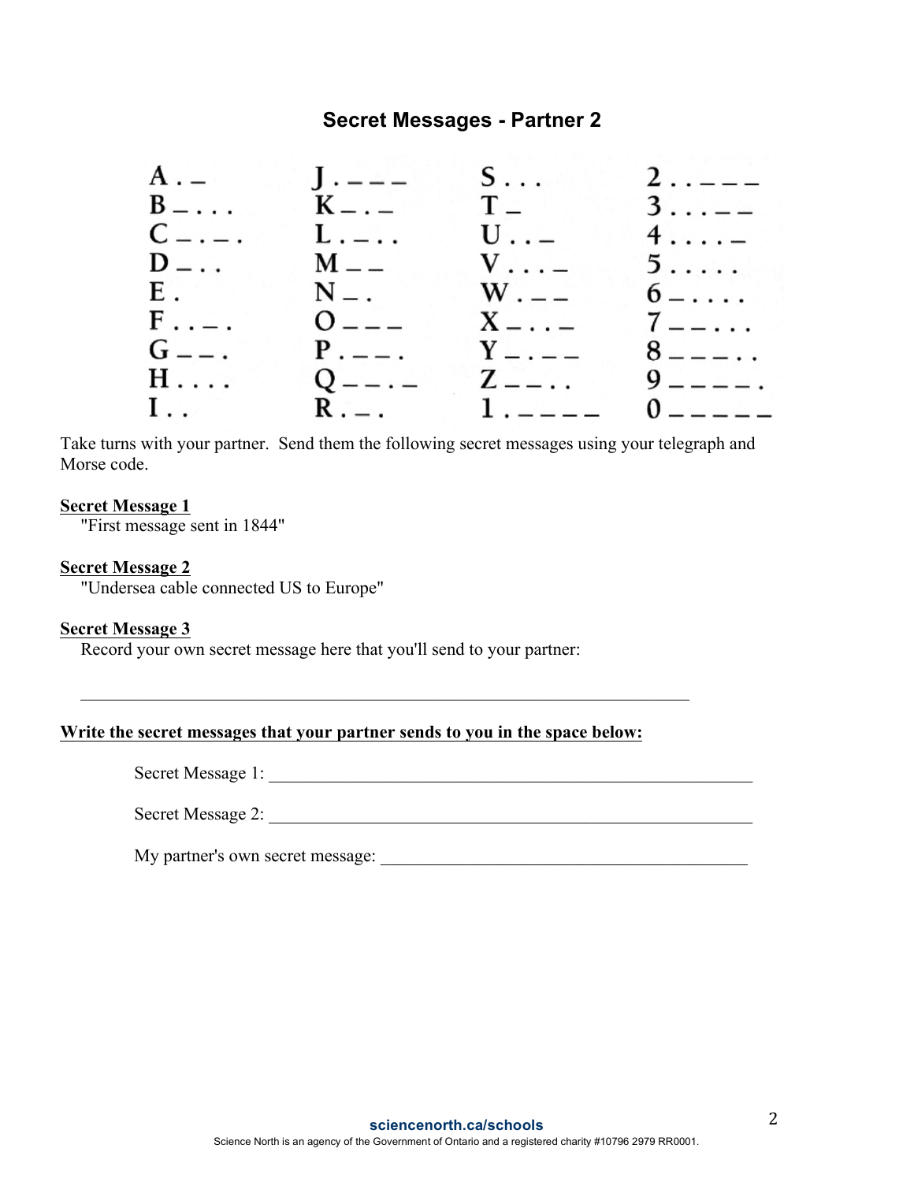## Secret Messages - Partner 2

| | | | |
|---|---|---|---|
| A . – | J . – – – | S . . . | 2 . . – – – |
| B – . . . | K – . – | T – | 3 . . . – – |
| C – . – . | L . – . . | U . . – | 4 . . . . – |
| D – . . | M – – | V . . . – | 5 . . . . . |
| E . | N – . | W . – – | 6 – . . . . |
| F . . – . | O – – – | X – . . – | 7 – – . . . |
| G – – . | P . – – . | Y – . – – | 8 – – – . . |
| H . . . . | Q – – . – | Z – – . . | 9 – – – – . |
| I . . | R . – . | 1 . – – – – | 0 – – – – – |

Take turns with your partner. Send them the following secret messages using your telegraph and Morse code.

**Secret Message 1**

"First message sent in 1844"

**Secret Message 2**

"Undersea cable connected US to Europe"

**Secret Message 3**

Record your own secret message here that you'll send to your partner:

_______________________________________________________________

**Write the secret messages that your partner sends to you in the space below:**

Secret Message 1: ____________________________________________________

Secret Message 2: ____________________________________________________

My partner's own secret message: _______________________________________

**sciencenorth.ca/schools**

Science North is an agency of the Government of Ontario and a registered charity #10796 2979 RR0001.